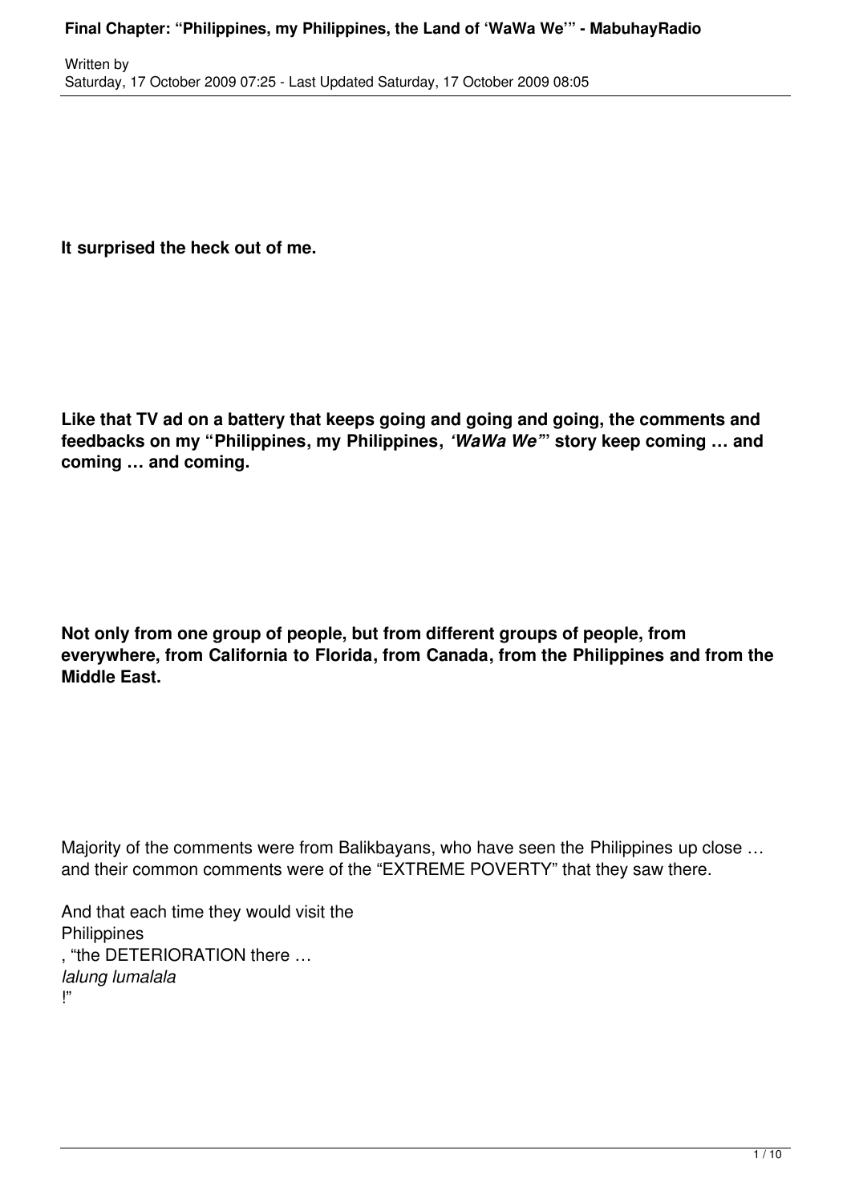**It surprised the heck out of me.**

**Like that TV ad on a battery that keeps going and going and going, the comments and feedbacks on my "Philippines, my Philippines,** ***'WaWa We'*****" story keep coming … and coming … and coming.**

**Not only from one group of people, but from different groups of people, from everywhere, from California to Florida, from Canada, from the Philippines and from the Middle East.**

Majority of the comments were from Balikbayans, who have seen the Philippines up close … and their common comments were of the "EXTREME POVERTY" that they saw there.

And that each time they would visit the Philippines, "the DETERIORATION there … *lalung lumalala*!"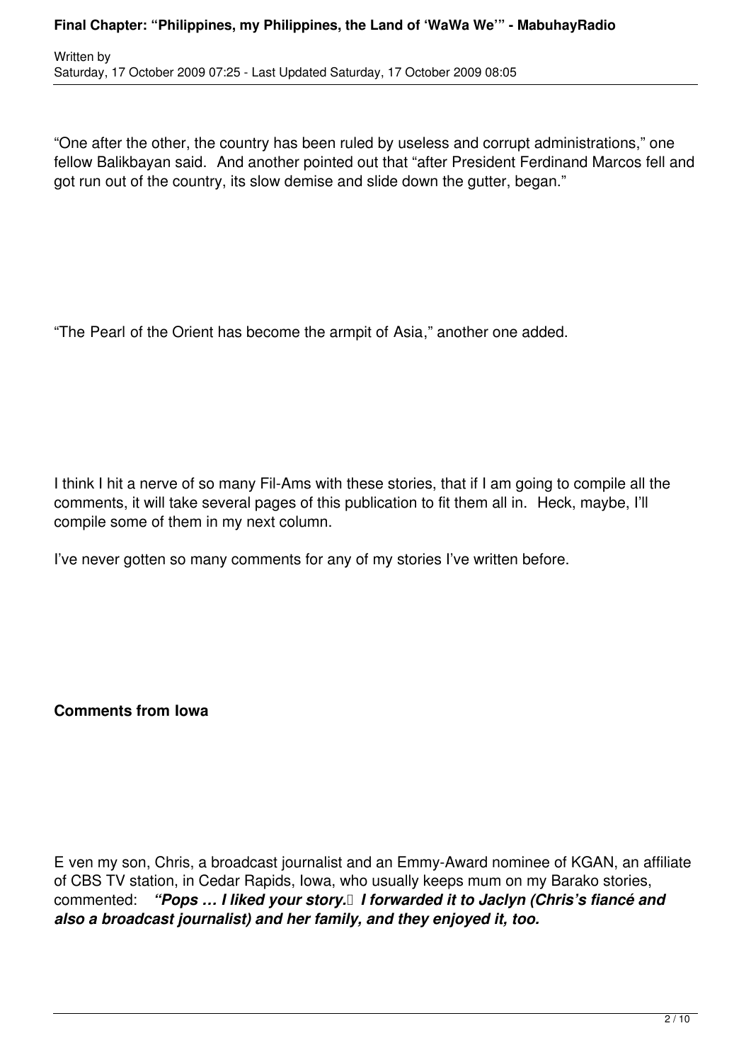"One after the other, the country has been ruled by useless and corrupt administrations," one fellow Balikbayan said. And another pointed out that "after President Ferdinand Marcos fell and got run out of the country, its slow demise and slide down the gutter, began."

"The Pearl of the Orient has become the armpit of Asia," another one added.

I think I hit a nerve of so many Fil-Ams with these stories, that if I am going to compile all the comments, it will take several pages of this publication to fit them all in. Heck, maybe, I'll compile some of them in my next column.

I've never gotten so many comments for any of my stories I've written before.

**Comments from Iowa**

E ven my son, Chris, a broadcast journalist and an Emmy-Award nominee of KGAN, an affiliate of CBS TV station, in Cedar Rapids, Iowa, who usually keeps mum on my Barako stories, commented: ***"Pops … I liked your story. I forwarded it to Jaclyn (Chris's fiancé and also a broadcast journalist) and her family, and they enjoyed it, too.***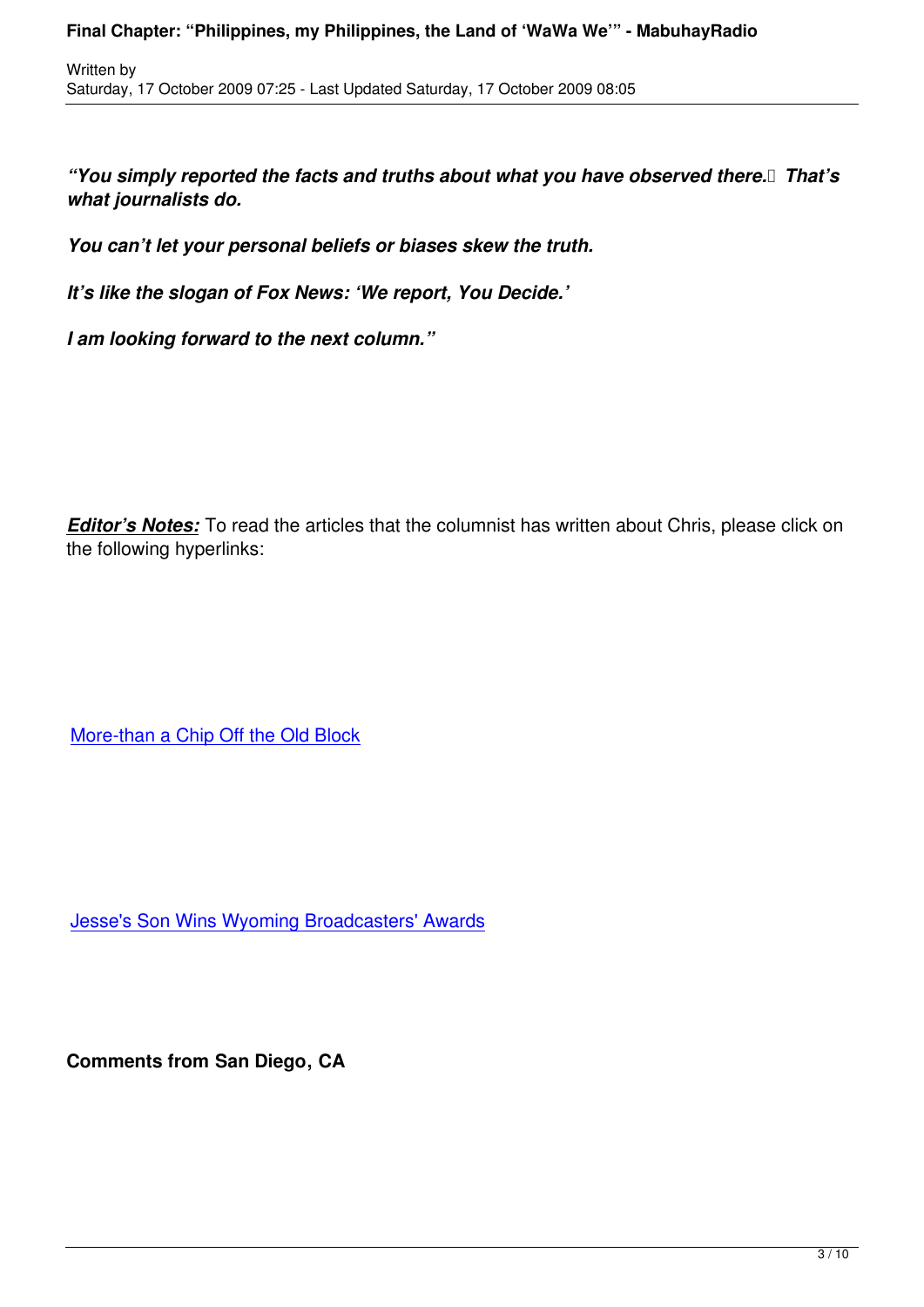***"You simply reported the facts and truths about what you have observed there. That's what journalists do.***

***You can't let your personal beliefs or biases skew the truth.***

***It's like the slogan of Fox News: 'We report, You Decide.'***

***I am looking forward to the next column."***

***Editor's Notes:*** To read the articles that the columnist has written about Chris, please click on the following hyperlinks:

More-than a Chip Off the Old Block

Jesse's Son Wins Wyoming Broadcasters' Awards

**Comments from San Diego, CA**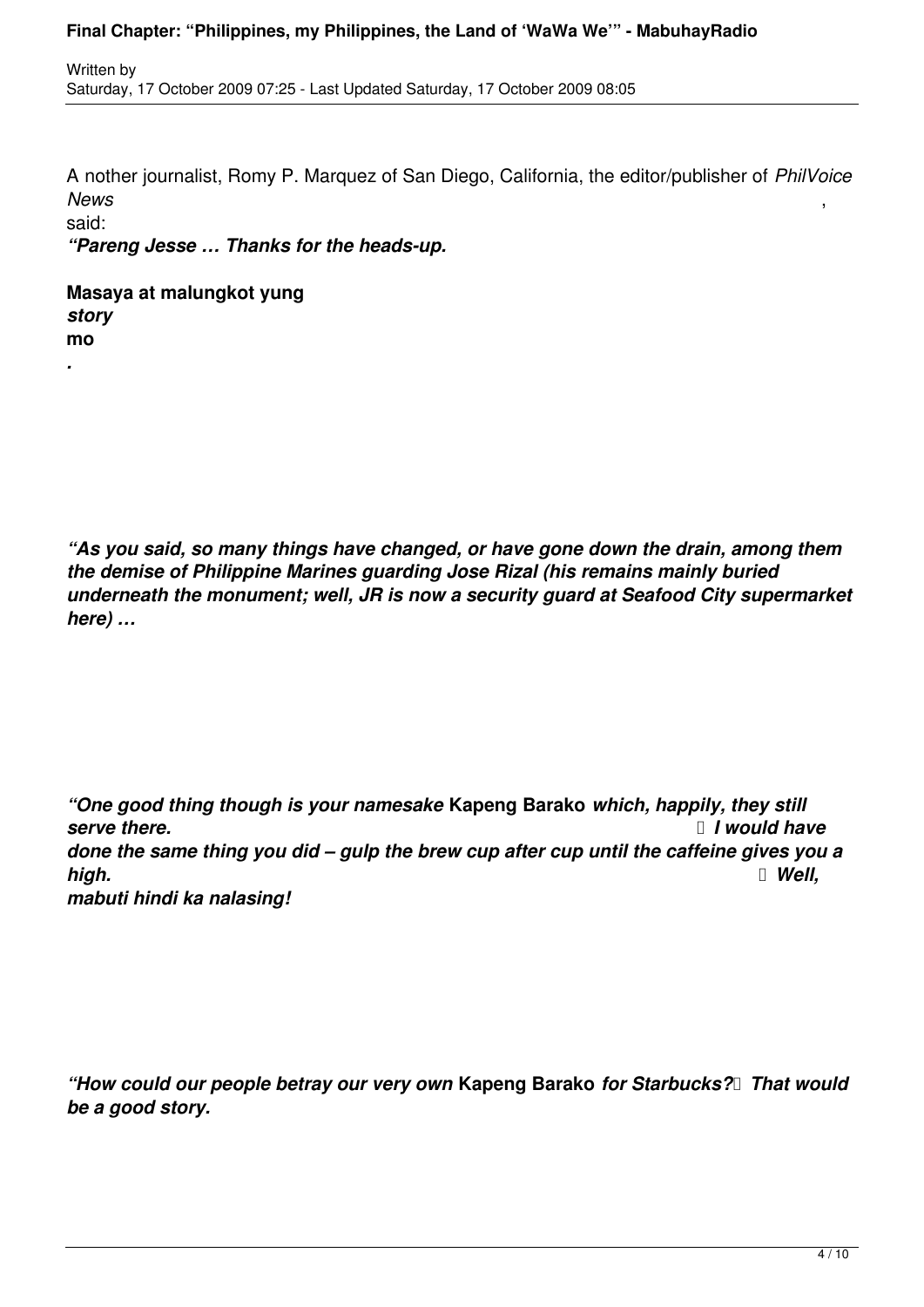A nother journalist, Romy P. Marquez of San Diego, California, the editor/publisher of *PhilVoice News*, said:

***"Pareng Jesse … Thanks for the heads-up.***

**Masaya at malungkot yung *story* mo*.***

***"As you said, so many things have changed, or have gone down the drain, among them the demise of Philippine Marines guarding Jose Rizal (his remains mainly buried underneath the monument; well, JR is now a security guard at Seafood City supermarket here) …***

***"One good thing though is your namesake* Kapeng Barako *which, happily, they still serve there. I would have done the same thing you did – gulp the brew cup after cup until the caffeine gives you a high. Well, mabuti hindi ka nalasing!***

***"How could our people betray our very own* Kapeng Barako *for Starbucks? That would be a good story.***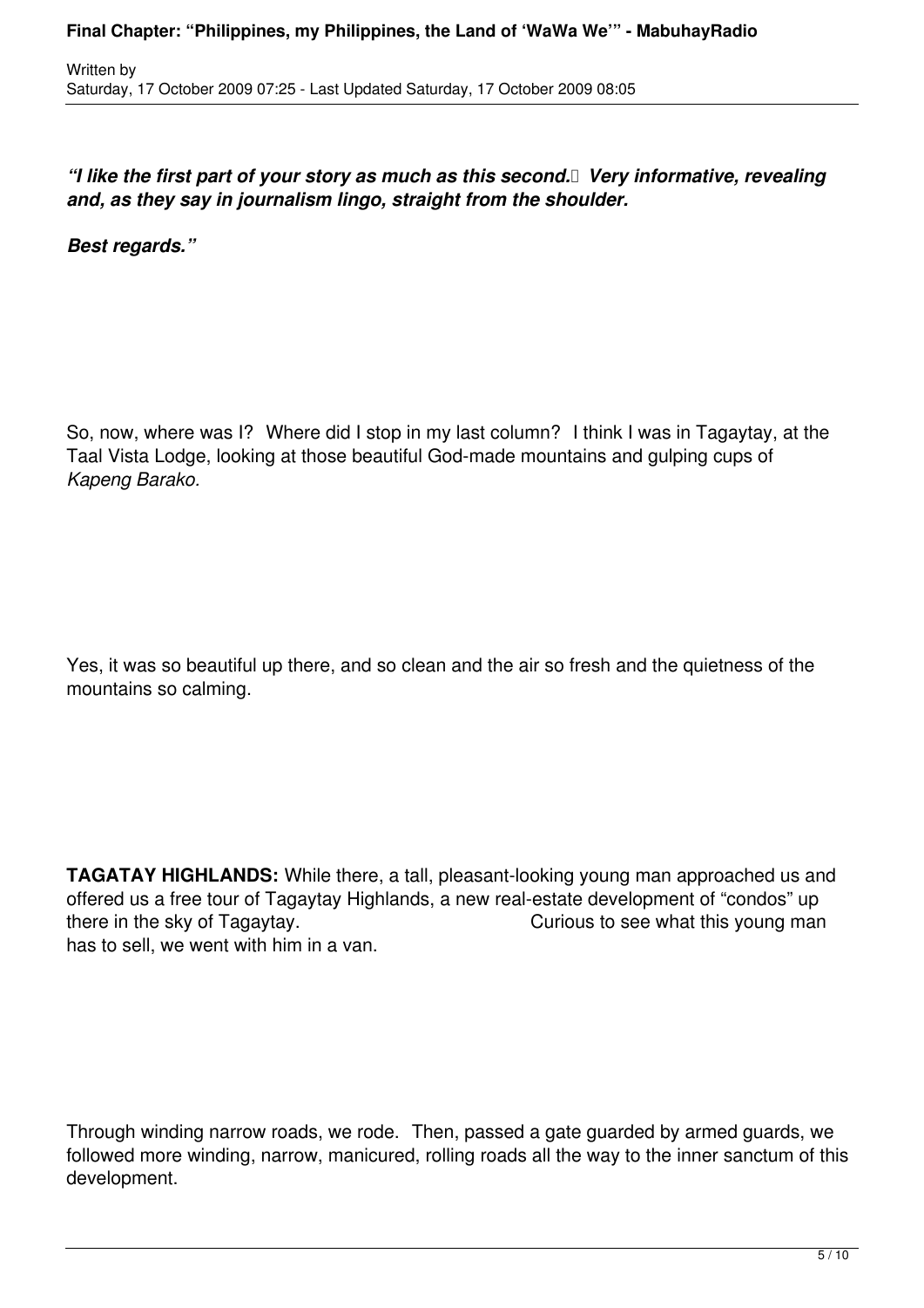***"I like the first part of your story as much as this second.  Very informative, revealing and, as they say in journalism lingo, straight from the shoulder.***

***Best regards."***

So, now, where was I?  Where did I stop in my last column?  I think I was in Tagaytay, at the Taal Vista Lodge, looking at those beautiful God-made mountains and gulping cups of *Kapeng Barako.*

Yes, it was so beautiful up there, and so clean and the air so fresh and the quietness of the mountains so calming.

**TAGATAY HIGHLANDS:** While there, a tall, pleasant-looking young man approached us and offered us a free tour of Tagaytay Highlands, a new real-estate development of "condos" up there in the sky of Tagaytay. Curious to see what this young man has to sell, we went with him in a van.

Through winding narrow roads, we rode.  Then, passed a gate guarded by armed guards, we followed more winding, narrow, manicured, rolling roads all the way to the inner sanctum of this development.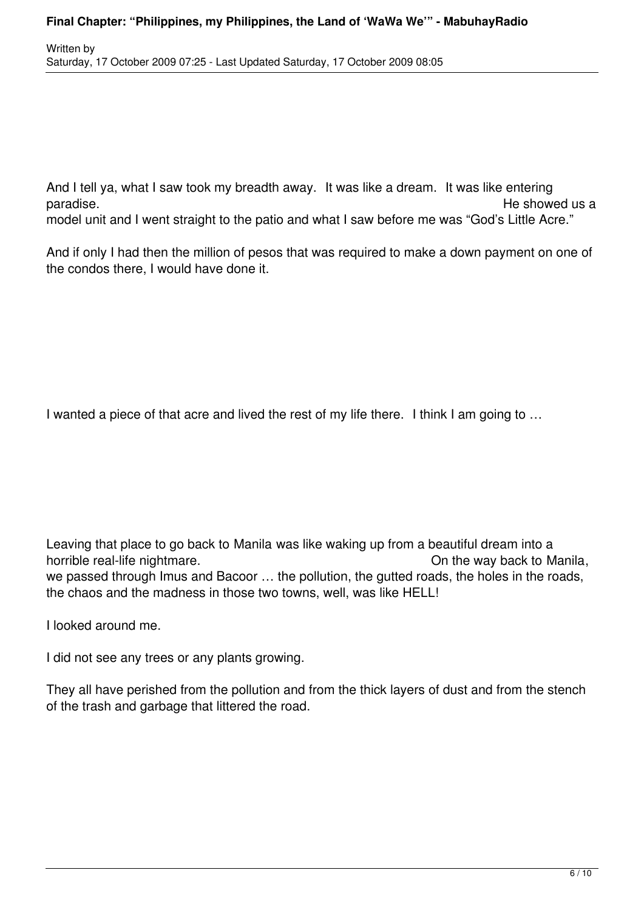And I tell ya, what I saw took my breadth away. It was like a dream. It was like entering paradise. He showed us a model unit and I went straight to the patio and what I saw before me was "God's Little Acre."

And if only I had then the million of pesos that was required to make a down payment on one of the condos there, I would have done it.

I wanted a piece of that acre and lived the rest of my life there. I think I am going to …

Leaving that place to go back to Manila was like waking up from a beautiful dream into a horrible real-life nightmare. On the way back to Manila, we passed through Imus and Bacoor … the pollution, the gutted roads, the holes in the roads, the chaos and the madness in those two towns, well, was like HELL!

I looked around me.

I did not see any trees or any plants growing.

They all have perished from the pollution and from the thick layers of dust and from the stench of the trash and garbage that littered the road.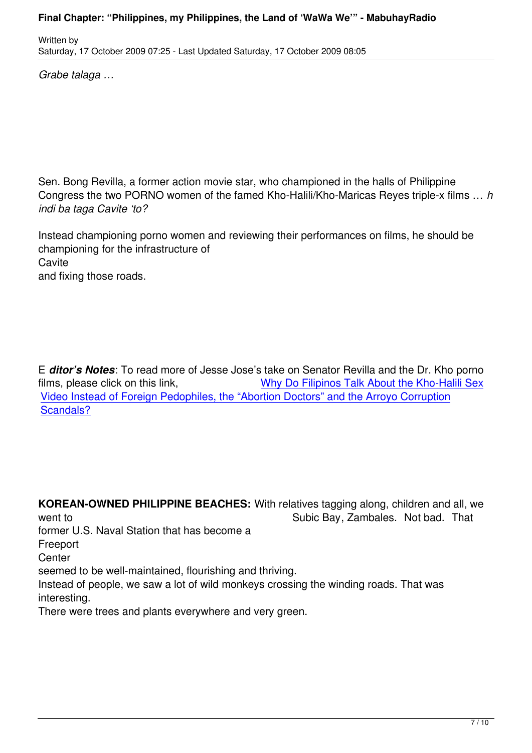*Grabe talaga …*

Sen. Bong Revilla, a former action movie star, who championed in the halls of Philippine Congress the two PORNO women of the famed Kho-Halili/Kho-Maricas Reyes triple-x films … *hindi ba taga Cavite 'to?*

Instead championing porno women and reviewing their performances on films, he should be championing for the infrastructure of Cavite and fixing those roads.

E ***ditor's Notes***: To read more of Jesse Jose's take on Senator Revilla and the Dr. Kho porno films, please click on this link, Why Do Filipinos Talk About the Kho-Halili Sex Video Instead of Foreign Pedophiles, the "Abortion Doctors" and the Arroyo Corruption Scandals?

**KOREAN-OWNED PHILIPPINE BEACHES:** With relatives tagging along, children and all, we went to Subic Bay, Zambales. Not bad. That former U.S. Naval Station that has become a Freeport Center seemed to be well-maintaned, flourishing and thriving.
Instead of people, we saw a lot of wild monkeys crossing the winding roads. That was interesting.
There were trees and plants everywhere and very green.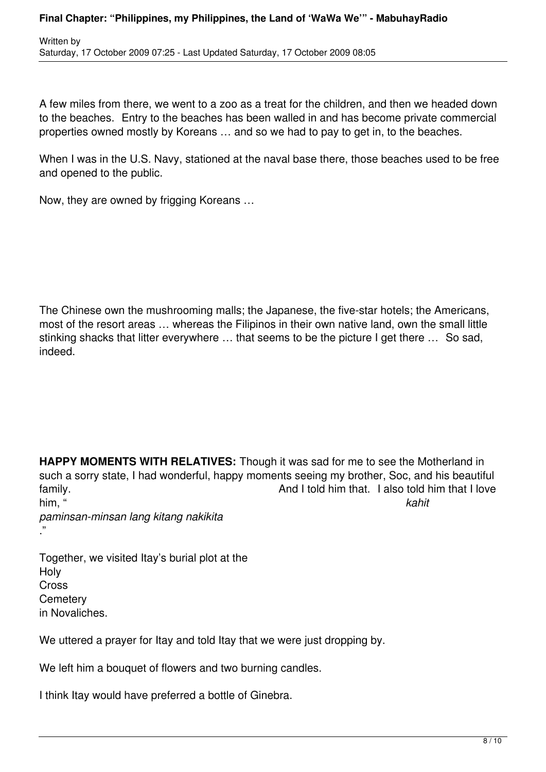A few miles from there, we went to a zoo as a treat for the children, and then we headed down to the beaches. Entry to the beaches has been walled in and has become private commercial properties owned mostly by Koreans … and so we had to pay to get in, to the beaches.

When I was in the U.S. Navy, stationed at the naval base there, those beaches used to be free and opened to the public.

Now, they are owned by frigging Koreans …

The Chinese own the mushrooming malls; the Japanese, the five-star hotels; the Americans, most of the resort areas … whereas the Filipinos in their own native land, own the small little stinking shacks that litter everywhere … that seems to be the picture I get there … So sad, indeed.

**HAPPY MOMENTS WITH RELATIVES:** Though it was sad for me to see the Motherland in such a sorry state, I had wonderful, happy moments seeing my brother, Soc, and his beautiful family. And I told him that. I also told him that I love him, "*kahit paminsan-minsan lang kitang nakikita*."

Together, we visited Itay's burial plot at the Holy Cross Cemetery in Novaliches.

We uttered a prayer for Itay and told Itay that we were just dropping by.

We left him a bouquet of flowers and two burning candles.

I think Itay would have preferred a bottle of Ginebra.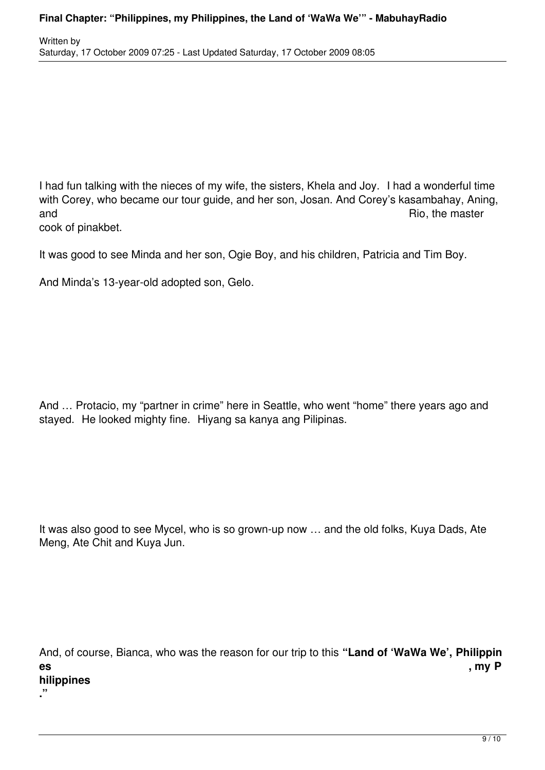I had fun talking with the nieces of my wife, the sisters, Khela and Joy. I had a wonderful time with Corey, who became our tour guide, and her son, Josan. And Corey's kasambahay, Aning, and Rio, the master cook of pinakbet.

It was good to see Minda and her son, Ogie Boy, and his children, Patricia and Tim Boy.

And Minda's 13-year-old adopted son, Gelo.

And … Protacio, my "partner in crime" here in Seattle, who went "home" there years ago and stayed. He looked mighty fine. Hiyang sa kanya ang Pilipinas.

It was also good to see Mycel, who is so grown-up now … and the old folks, Kuya Dads, Ate Meng, Ate Chit and Kuya Jun.

And, of course, Bianca, who was the reason for our trip to this **"Land of 'WaWa We', Philippines, my Philippines."**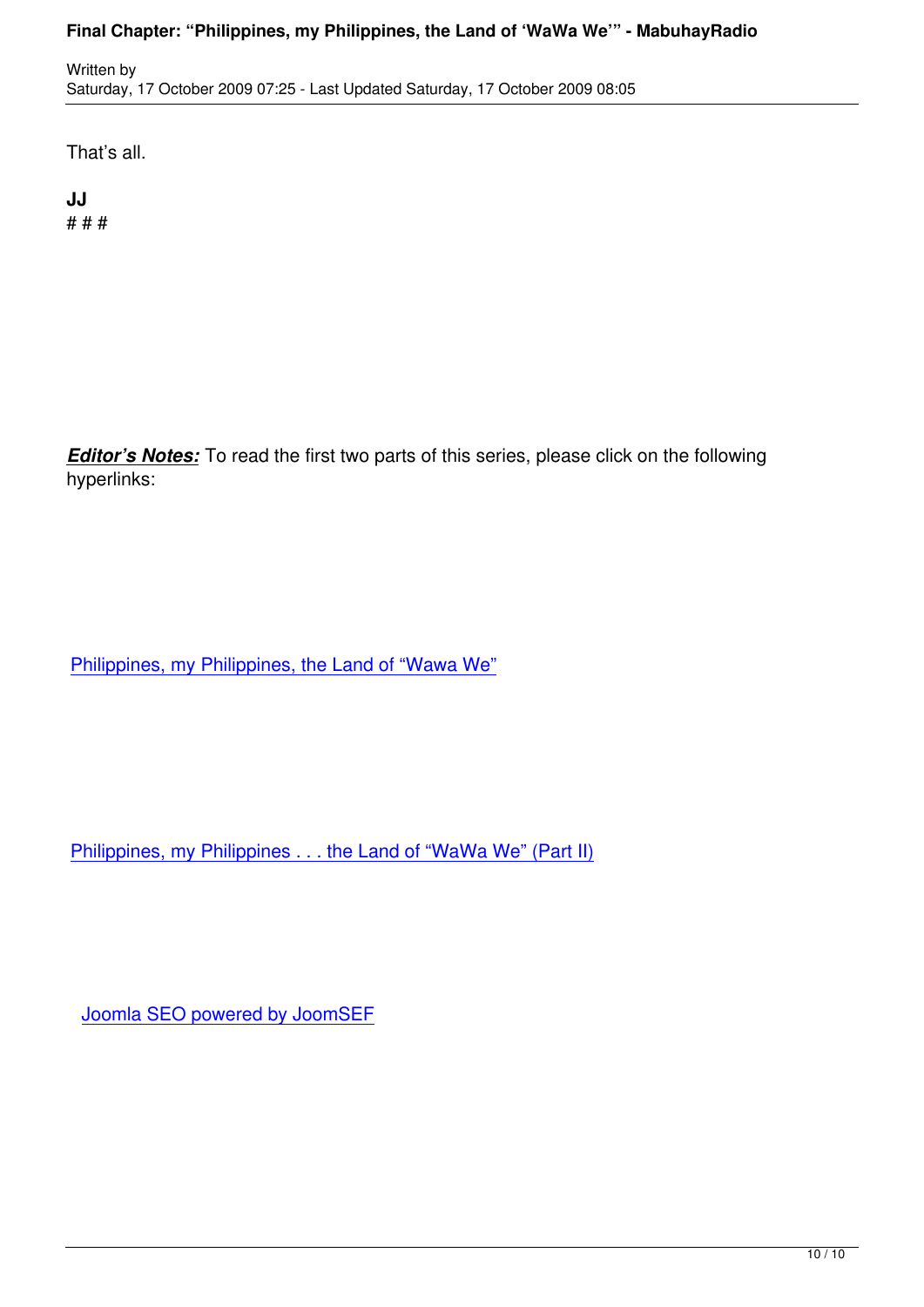That's all.

**JJ**

# # #

***Editor's Notes:*** To read the first two parts of this series, please click on the following hyperlinks:

Philippines, my Philippines, the Land of "Wawa We"

Philippines, my Philippines . . . the Land of "WaWa We" (Part II)

Joomla SEO powered by JoomSEF